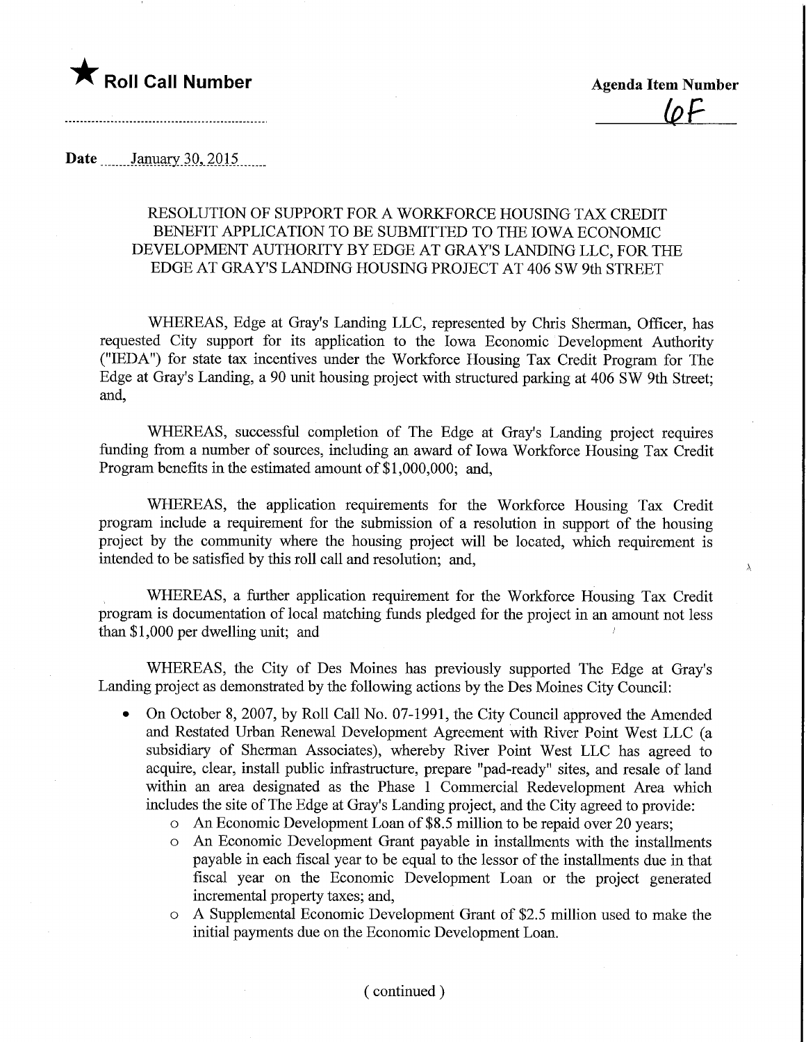★ **Roll Call Number**

**Agenda Item Number**

6F

**Date** January 30, 2015

RESOLUTION OF SUPPORT FOR A WORKFORCE HOUSING TAX CREDIT BENEFIT APPLICATION TO BE SUBMITTED TO THE IOWA ECONOMIC DEVELOPMENT AUTHORITY BY EDGE AT GRAY'S LANDING LLC, FOR THE EDGE AT GRAY'S LANDING HOUSING PROJECT AT 406 SW 9th STREET

WHEREAS, Edge at Gray's Landing LLC, represented by Chris Sherman, Officer, has requested City support for its application to the Iowa Economic Development Authority ("IEDA") for state tax incentives under the Workforce Housing Tax Credit Program for The Edge at Gray's Landing, a 90 unit housing project with structured parking at 406 SW 9th Street; and,

WHEREAS, successful completion of The Edge at Gray's Landing project requires funding from a number of sources, including an award of Iowa Workforce Housing Tax Credit Program benefits in the estimated amount of $1,000,000; and,

WHEREAS, the application requirements for the Workforce Housing Tax Credit program include a requirement for the submission of a resolution in support of the housing project by the community where the housing project will be located, which requirement is intended to be satisfied by this roll call and resolution; and,

WHEREAS, a further application requirement for the Workforce Housing Tax Credit program is documentation of local matching funds pledged for the project in an amount not less than $1,000 per dwelling unit; and

WHEREAS, the City of Des Moines has previously supported The Edge at Gray's Landing project as demonstrated by the following actions by the Des Moines City Council:

- On October 8, 2007, by Roll Call No. 07-1991, the City Council approved the Amended and Restated Urban Renewal Development Agreement with River Point West LLC (a subsidiary of Sherman Associates), whereby River Point West LLC has agreed to acquire, clear, install public infrastructure, prepare "pad-ready" sites, and resale of land within an area designated as the Phase 1 Commercial Redevelopment Area which includes the site of The Edge at Gray's Landing project, and the City agreed to provide:
  - An Economic Development Loan of $8.5 million to be repaid over 20 years;
  - An Economic Development Grant payable in installments with the installments payable in each fiscal year to be equal to the lessor of the installments due in that fiscal year on the Economic Development Loan or the project generated incremental property taxes; and,
  - A Supplemental Economic Development Grant of $2.5 million used to make the initial payments due on the Economic Development Loan.

( continued )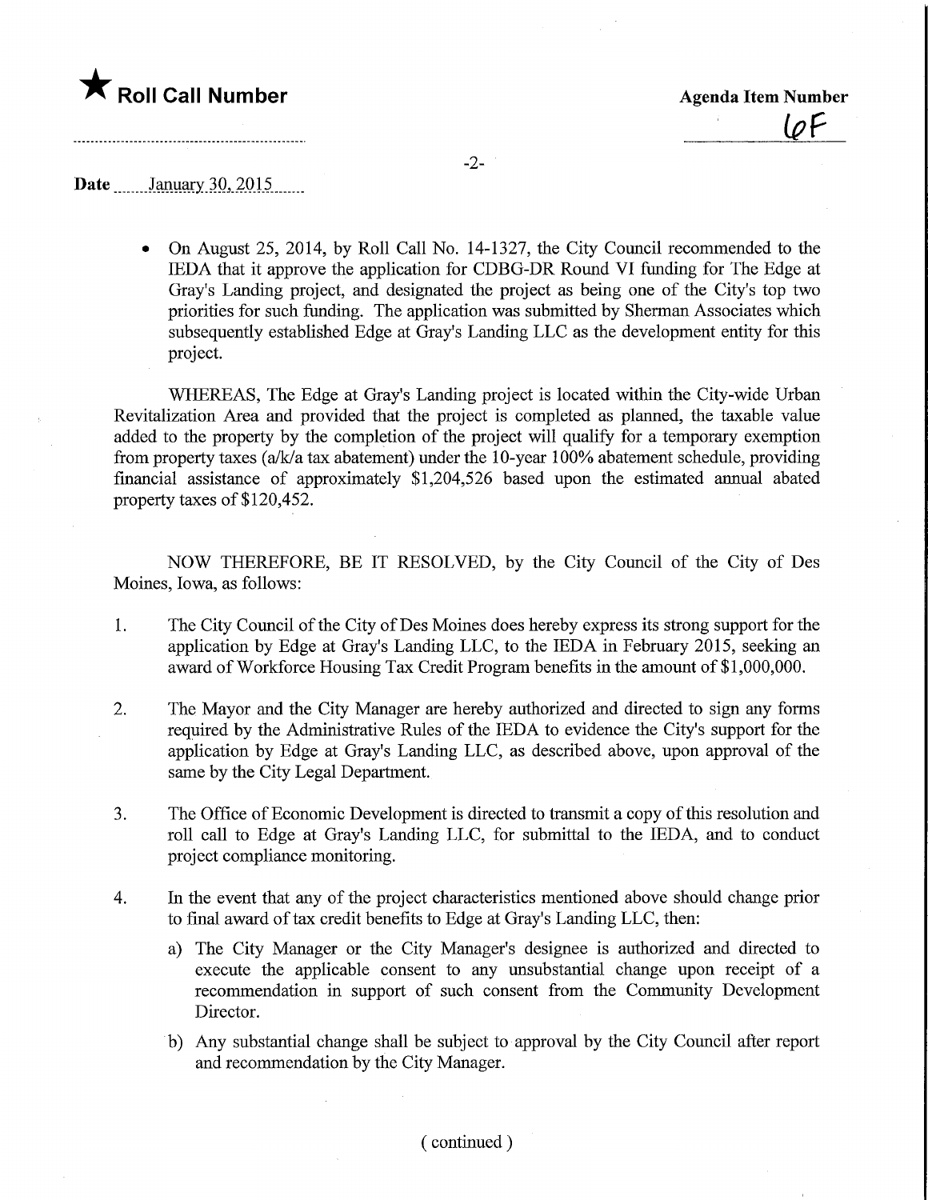- On August 25, 2014, by Roll Call No. 14-1327, the City Council recommended to the IEDA that it approve the application for CDBG-DR Round VI funding for The Edge at Gray's Landing project, and designated the project as being one of the City's top two priorities for such funding. The application was submitted by Sherman Associates which subsequently established Edge at Gray's Landing LLC as the development entity for this project.

WHEREAS, The Edge at Gray's Landing project is located within the City-wide Urban Revitalization Area and provided that the project is completed as planned, the taxable value added to the property by the completion of the project will qualify for a temporary exemption from property taxes (a/k/a tax abatement) under the 10-year 100% abatement schedule, providing financial assistance of approximately $1,204,526 based upon the estimated annual abated property taxes of $120,452.

NOW THEREFORE, BE IT RESOLVED, by the City Council of the City of Des Moines, Iowa, as follows:

1. The City Council of the City of Des Moines does hereby express its strong support for the application by Edge at Gray's Landing LLC, to the IEDA in February 2015, seeking an award of Workforce Housing Tax Credit Program benefits in the amount of $1,000,000.

2. The Mayor and the City Manager are hereby authorized and directed to sign any forms required by the Administrative Rules of the IEDA to evidence the City's support for the application by Edge at Gray's Landing LLC, as described above, upon approval of the same by the City Legal Department.

3. The Office of Economic Development is directed to transmit a copy of this resolution and roll call to Edge at Gray's Landing LLC, for submittal to the IEDA, and to conduct project compliance monitoring.

4. In the event that any of the project characteristics mentioned above should change prior to final award of tax credit benefits to Edge at Gray's Landing LLC, then:
   a) The City Manager or the City Manager's designee is authorized and directed to execute the applicable consent to any unsubstantial change upon receipt of a recommendation in support of such consent from the Community Development Director.
   b) Any substantial change shall be subject to approval by the City Council after report and recommendation by the City Manager.

( continued )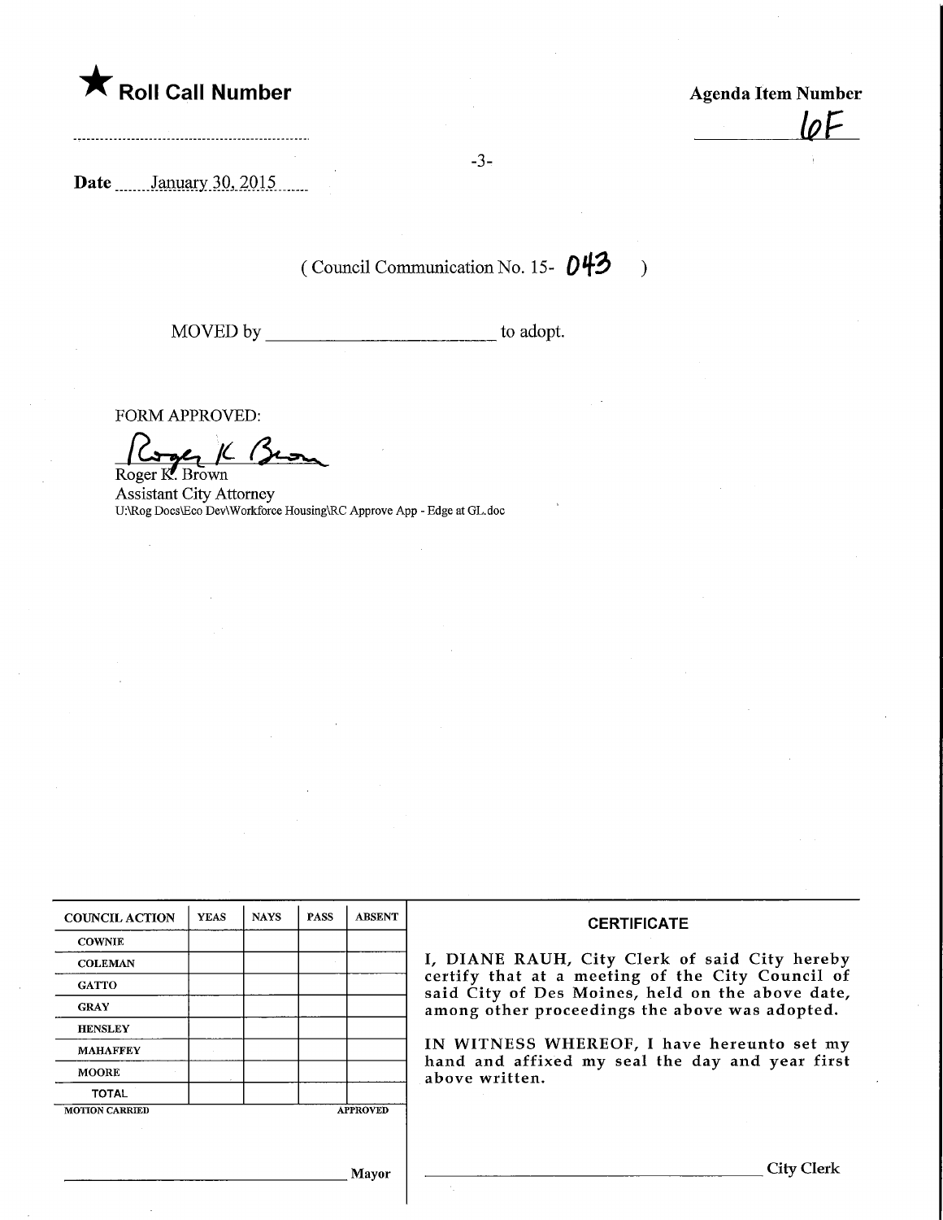★ **Roll Call Number**

**Agenda Item Number**

6F

**Date** January 30, 2015

( Council Communication No. 15- 043 )

MOVED by ________________________ to adopt.

FORM APPROVED:

Roger K. Brown
Assistant City Attorney
U:\Rog Docs\Eco Dev\Workforce Housing\RC Approve App - Edge at GL.doc

| COUNCIL ACTION | YEAS | NAYS | PASS | ABSENT |
|---|---|---|---|---|
| COWNIE | | | | |
| COLEMAN | | | | |
| GATTO | | | | |
| GRAY | | | | |
| HENSLEY | | | | |
| MAHAFFEY | | | | |
| MOORE | | | | |
| TOTAL | | | | |

MOTION CARRIED APPROVED

________________________ Mayor

**CERTIFICATE**

I, DIANE RAUH, City Clerk of said City hereby certify that at a meeting of the City Council of said City of Des Moines, held on the above date, among other proceedings the above was adopted.

IN WITNESS WHEREOF, I have hereunto set my hand and affixed my seal the day and year first above written.

________________________ City Clerk